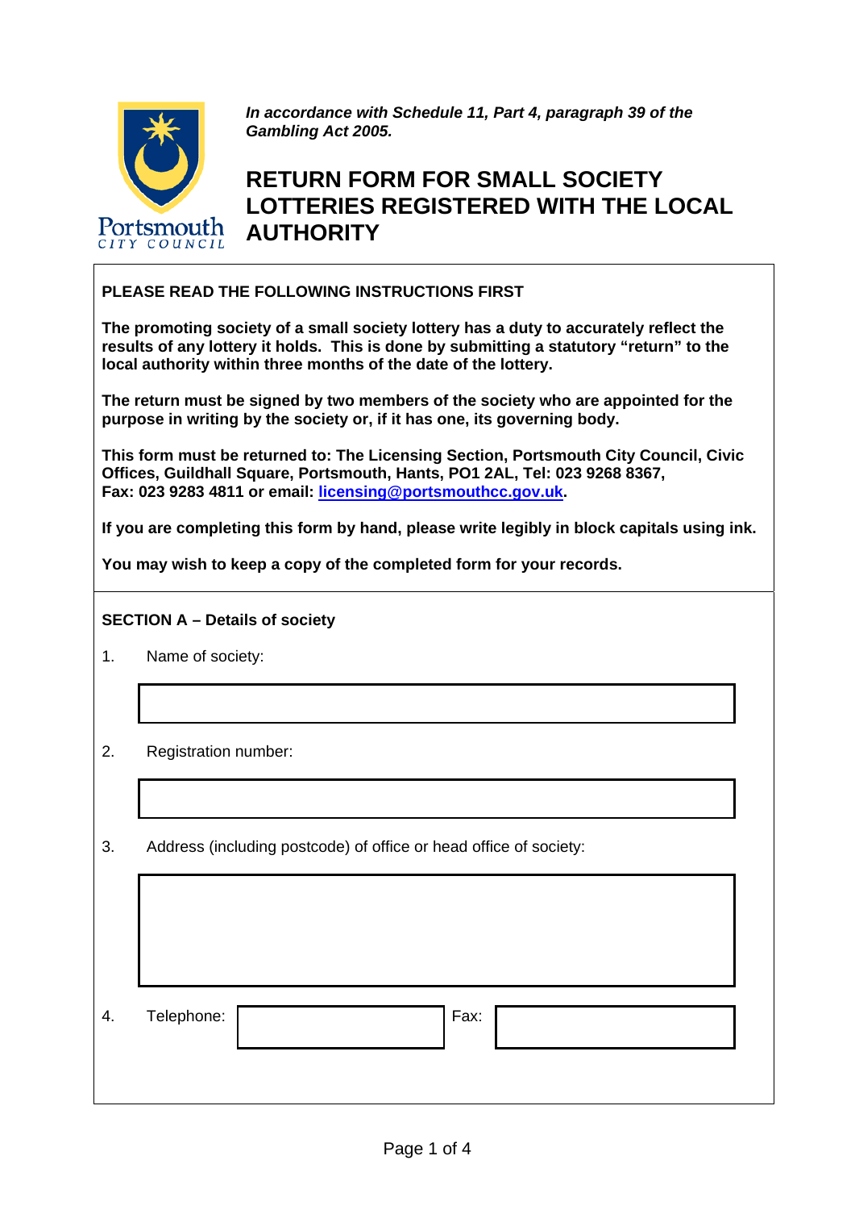Portsmouth CITY COUNCIL

***In accordance with Schedule 11, Part 4, paragraph 39 of the Gambling Act 2005.***

# RETURN FORM FOR SMALL SOCIETY LOTTERIES REGISTERED WITH THE LOCAL AUTHORITY

**PLEASE READ THE FOLLOWING INSTRUCTIONS FIRST**

**The promoting society of a small society lottery has a duty to accurately reflect the results of any lottery it holds. This is done by submitting a statutory "return" to the local authority within three months of the date of the lottery.**

**The return must be signed by two members of the society who are appointed for the purpose in writing by the society or, if it has one, its governing body.**

**This form must be returned to: The Licensing Section, Portsmouth City Council, Civic Offices, Guildhall Square, Portsmouth, Hants, PO1 2AL, Tel: 023 9268 8367, Fax: 023 9283 4811 or email: licensing@portsmouthcc.gov.uk.**

**If you are completing this form by hand, please write legibly in block capitals using ink.**

**You may wish to keep a copy of the completed form for your records.**

**SECTION A – Details of society**

1. Name of society:

2. Registration number:

3. Address (including postcode) of office or head office of society:

4. Telephone: Fax: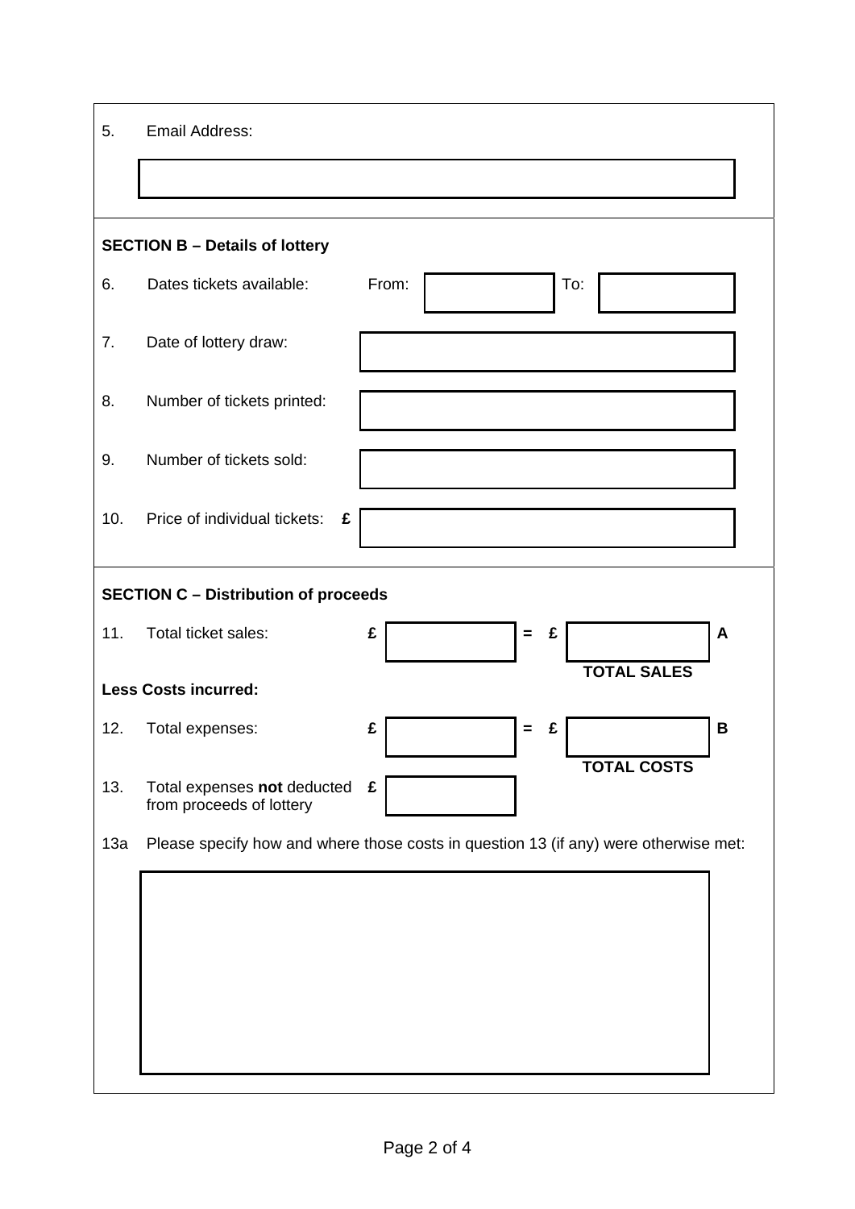5. Email Address:

## SECTION B – Details of lottery

6. Dates tickets available: From: &nbsp;&nbsp;&nbsp;&nbsp; To:

7. Date of lottery draw:

8. Number of tickets printed:

9. Number of tickets sold:

10. Price of individual tickets: **£**

## SECTION C – Distribution of proceeds

11. Total ticket sales: **£** &nbsp;&nbsp;&nbsp;&nbsp; **=** **£** &nbsp;&nbsp;&nbsp;&nbsp; **A**

**TOTAL SALES**

**Less Costs incurred:**

12. Total expenses: **£** &nbsp;&nbsp;&nbsp;&nbsp; **=** **£** &nbsp;&nbsp;&nbsp;&nbsp; **B**

**TOTAL COSTS**

13. Total expenses **not** deducted from proceeds of lottery **£**

13a Please specify how and where those costs in question 13 (if any) were otherwise met: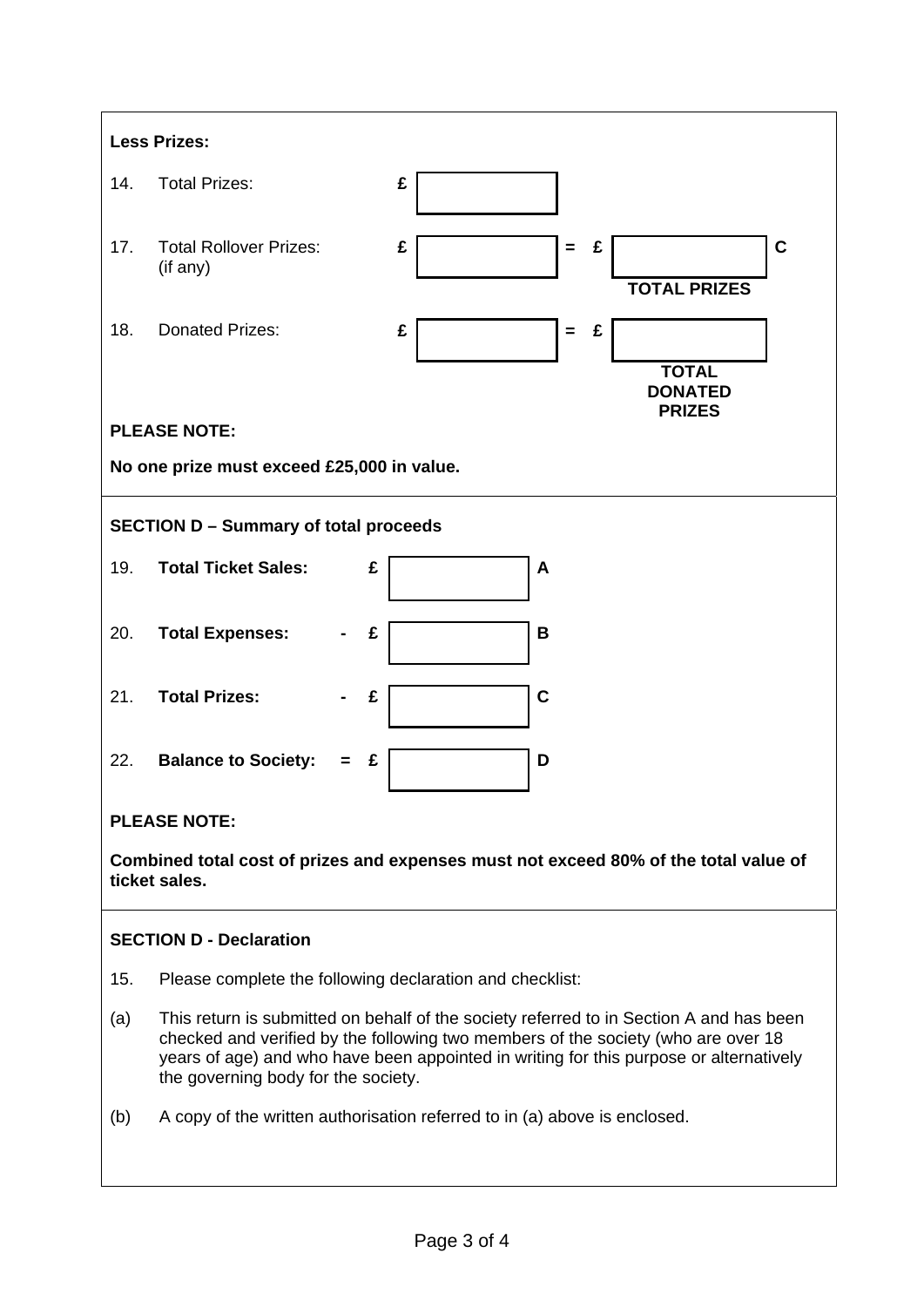**Less Prizes:**

| | | | | | |
|---|---|---|---|---|---|
| 14. | Total Prizes: | £ | | | |
| 17. | Total Rollover Prizes: (if any) | £ | | = £ | C **TOTAL PRIZES** |
| 18. | Donated Prizes: | £ | | = £ | **TOTAL DONATED PRIZES** |

**PLEASE NOTE:**

**No one prize must exceed £25,000 in value.**

**SECTION D – Summary of total proceeds**

| | | | | |
|---|---|---|---|---|
| 19. | **Total Ticket Sales:** | £ | | **A** |
| 20. | **Total Expenses:** | - £ | | **B** |
| 21. | **Total Prizes:** | - £ | | **C** |
| 22. | **Balance to Society:** | = £ | | **D** |

**PLEASE NOTE:**

**Combined total cost of prizes and expenses must not exceed 80% of the total value of ticket sales.**

**SECTION D - Declaration**

15. Please complete the following declaration and checklist:

(a) This return is submitted on behalf of the society referred to in Section A and has been checked and verified by the following two members of the society (who are over 18 years of age) and who have been appointed in writing for this purpose or alternatively the governing body for the society.

(b) A copy of the written authorisation referred to in (a) above is enclosed.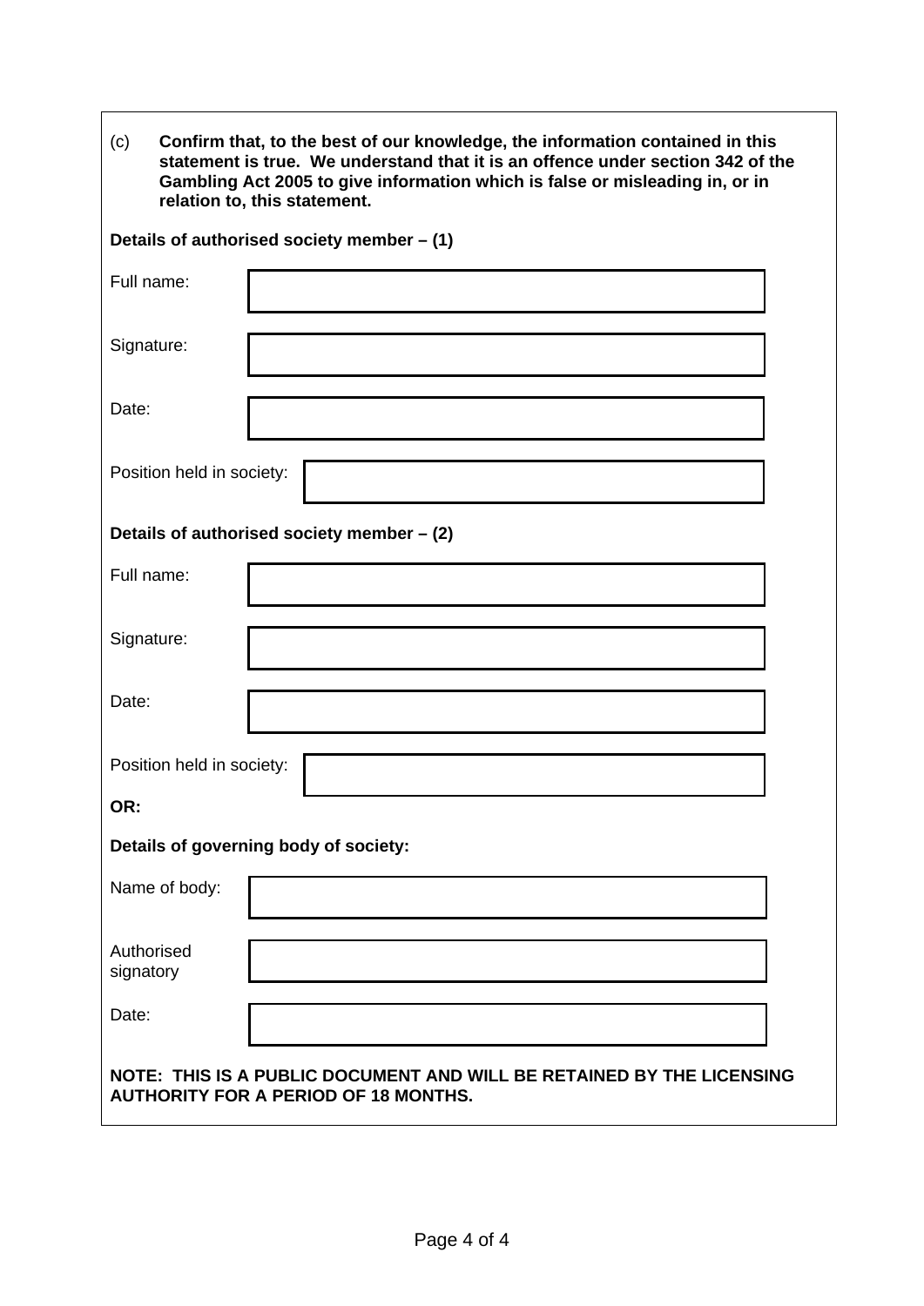(c) **Confirm that, to the best of our knowledge, the information contained in this statement is true. We understand that it is an offence under section 342 of the Gambling Act 2005 to give information which is false or misleading in, or in relation to, this statement.**

**Details of authorised society member – (1)**

Full name:

Signature:

Date:

Position held in society:

**Details of authorised society member – (2)**

Full name:

Signature:

Date:

Position held in society:

**OR:**

**Details of governing body of society:**

Name of body:

Authorised signatory

Date:

**NOTE: THIS IS A PUBLIC DOCUMENT AND WILL BE RETAINED BY THE LICENSING AUTHORITY FOR A PERIOD OF 18 MONTHS.**